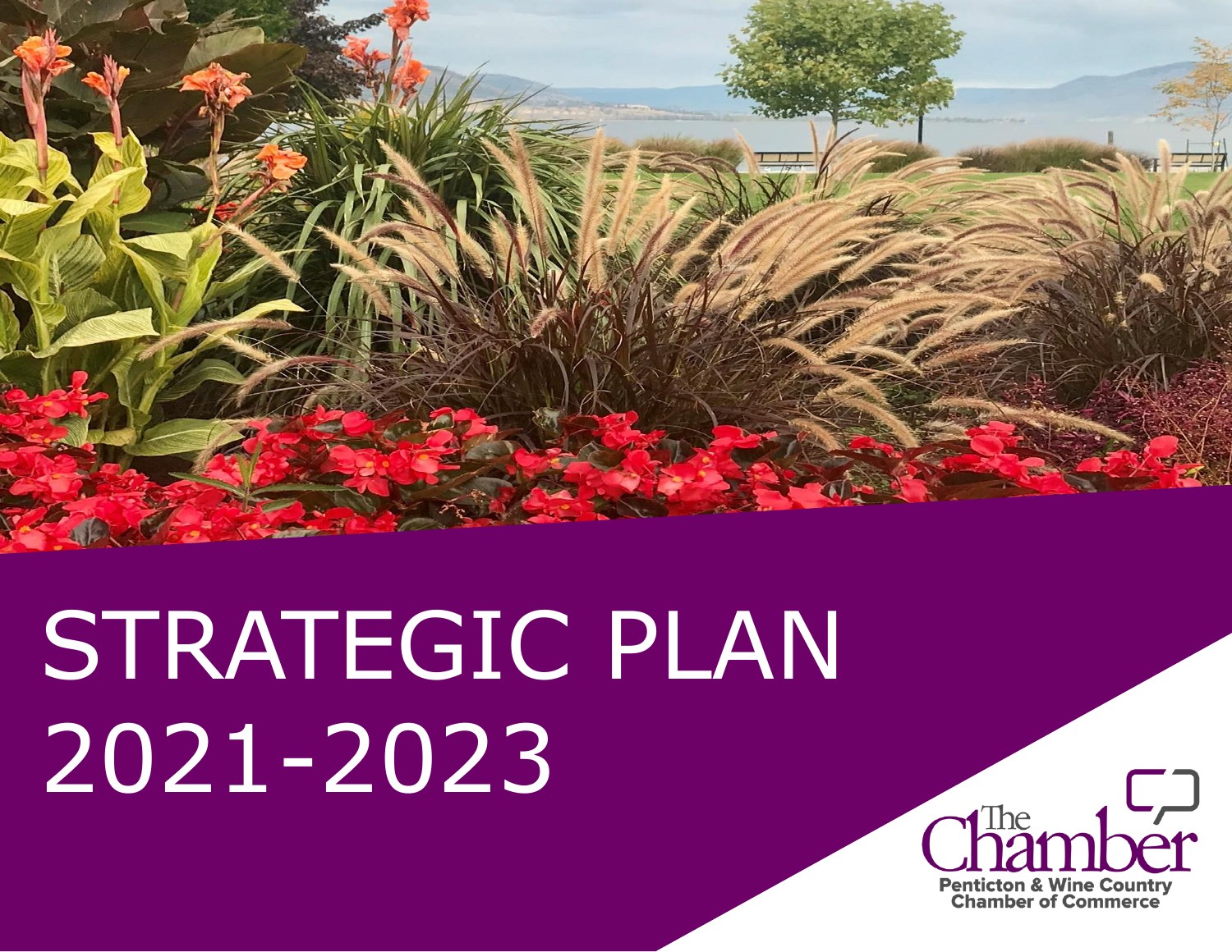# STRATEGIC PLAN 2021-2023

The Chamber

Penticton & Wine Country Chamber of Commerce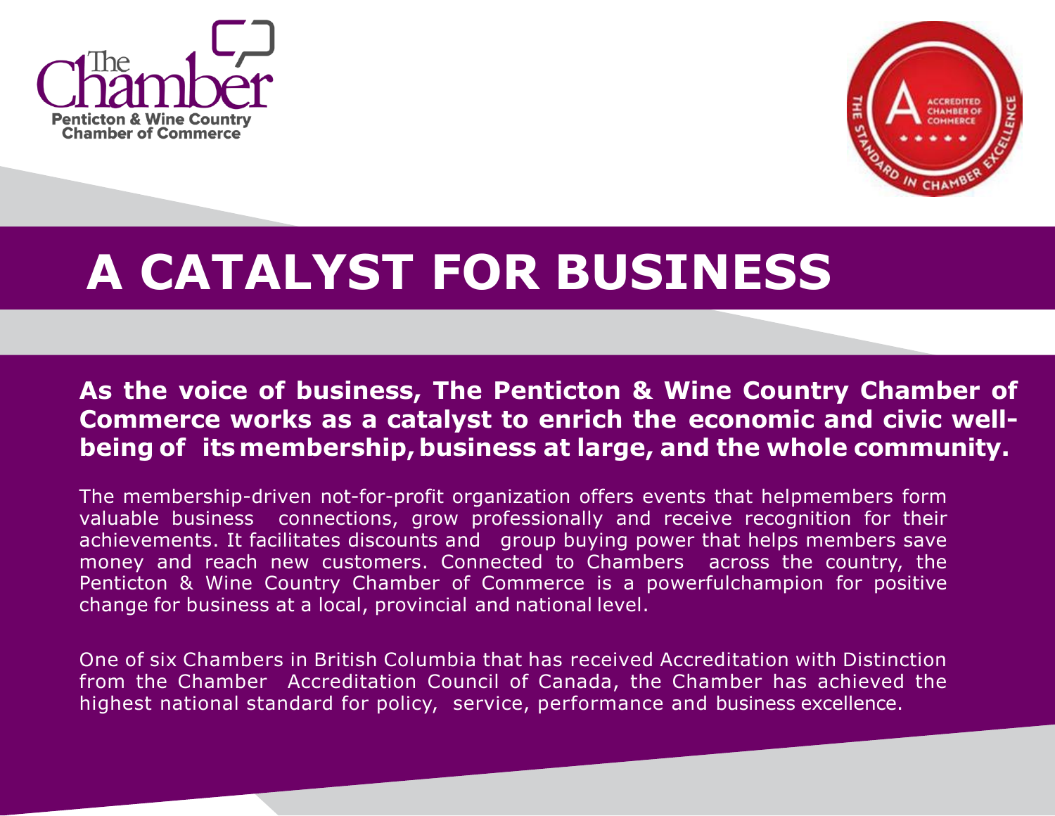The Chamber
Penticton & Wine Country Chamber of Commerce

ACCREDITED CHAMBER OF COMMERCE
THE STANDARD IN CHAMBER EXCELLENCE

# A CATALYST FOR BUSINESS

**As the voice of business, The Penticton & Wine Country Chamber of Commerce works as a catalyst to enrich the economic and civic well-being of its membership, business at large, and the whole community.**

The membership-driven not-for-profit organization offers events that helpmembers form valuable business connections, grow professionally and receive recognition for their achievements. It facilitates discounts and group buying power that helps members save money and reach new customers. Connected to Chambers across the country, the Penticton & Wine Country Chamber of Commerce is a powerfulchampion for positive change for business at a local, provincial and national level.

One of six Chambers in British Columbia that has received Accreditation with Distinction from the Chamber Accreditation Council of Canada, the Chamber has achieved the highest national standard for policy, service, performance and business excellence.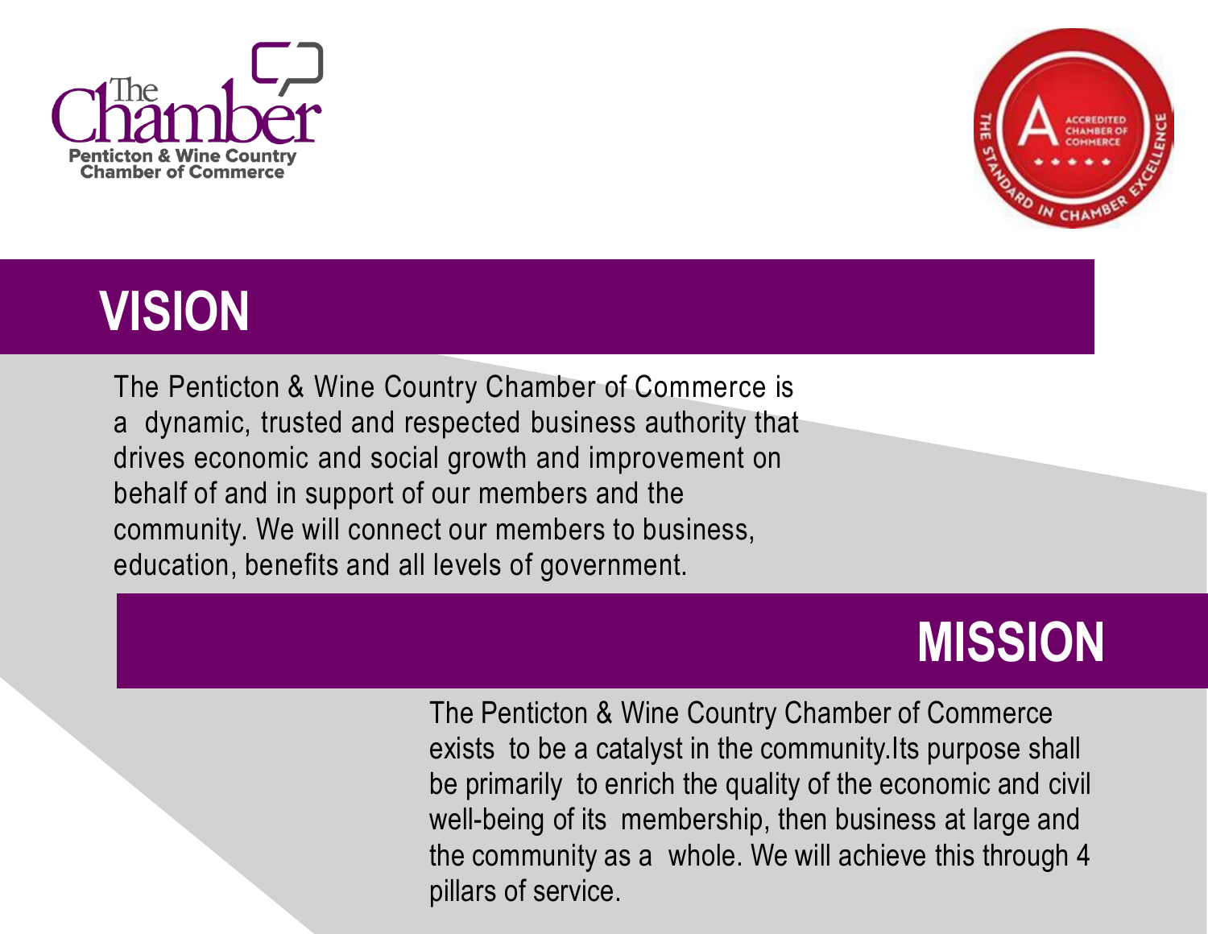The Chamber

Penticton & Wine Country Chamber of Commerce

ACCREDITED CHAMBER OF COMMERCE

THE STANDARD IN CHAMBER EXCELLENCE

# VISION

The Penticton & Wine Country Chamber of Commerce is a dynamic, trusted and respected business authority that drives economic and social growth and improvement on behalf of and in support of our members and the community. We will connect our members to business, education, benefits and all levels of government.

# MISSION

The Penticton & Wine Country Chamber of Commerce exists to be a catalyst in the community.Its purpose shall be primarily to enrich the quality of the economic and civil well-being of its membership, then business at large and the community as a whole. We will achieve this through 4 pillars of service.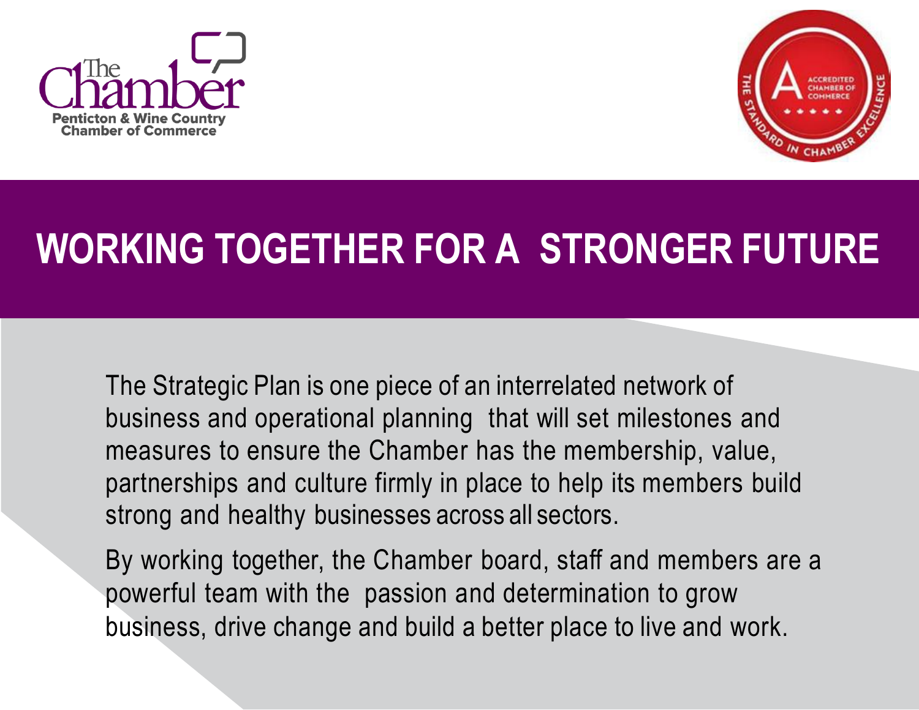The Chamber
Penticton & Wine Country Chamber of Commerce

ACCREDITED CHAMBER OF COMMERCE
THE STANDARD IN CHAMBER EXCELLENCE

# WORKING TOGETHER FOR A STRONGER FUTURE

The Strategic Plan is one piece of an interrelated network of business and operational planning that will set milestones and measures to ensure the Chamber has the membership, value, partnerships and culture firmly in place to help its members build strong and healthy businesses across all sectors.

By working together, the Chamber board, staff and members are a powerful team with the passion and determination to grow business, drive change and build a better place to live and work.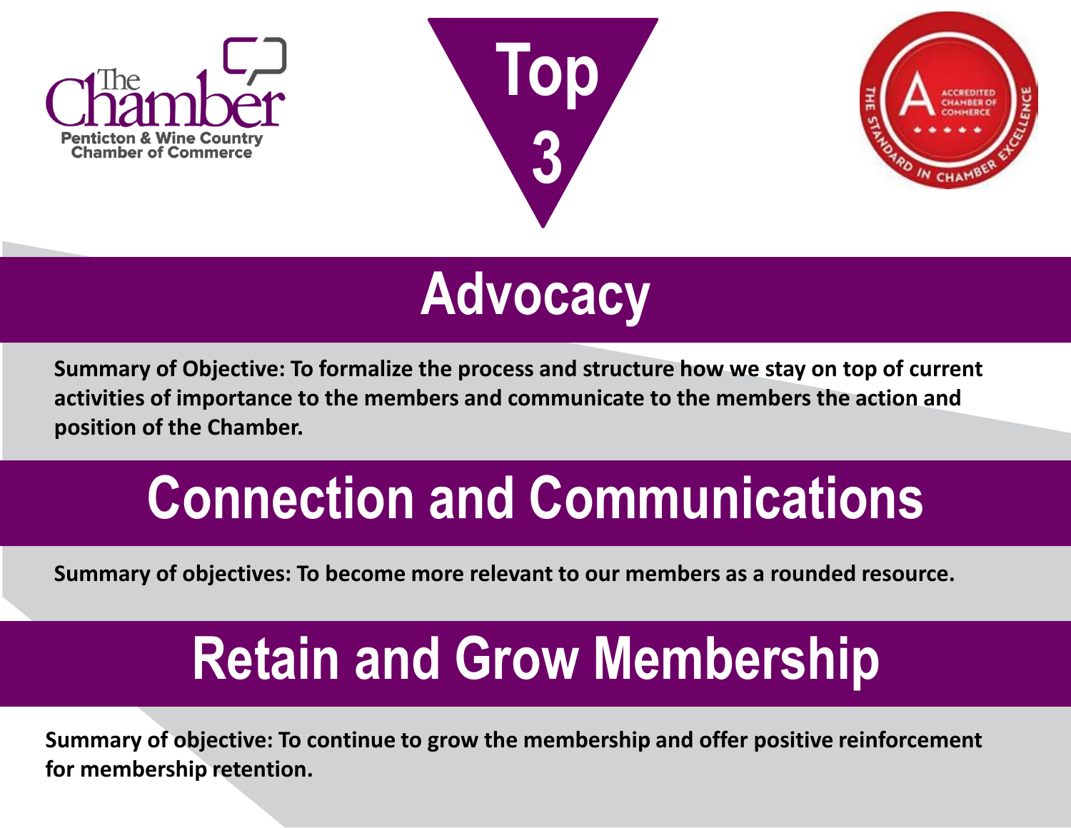The Chamber
Penticton & Wine Country Chamber of Commerce

# Top 3

ACCREDITED CHAMBER OF COMMERCE
THE STANDARD IN CHAMBER EXCELLENCE

## Advocacy

**Summary of Objective: To formalize the process and structure how we stay on top of current activities of importance to the members and communicate to the members the action and position of the Chamber.**

## Connection and Communications

**Summary of objectives: To become more relevant to our members as a rounded resource.**

## Retain and Grow Membership

**Summary of objective: To continue to grow the membership and offer positive reinforcement for membership retention.**